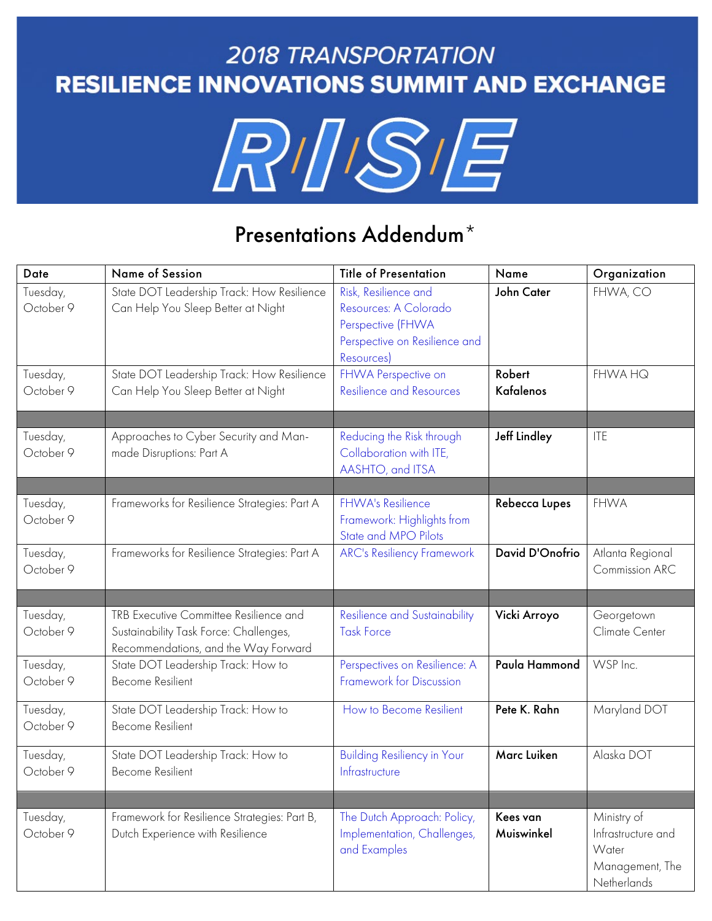# 2018 TRANSPORTATION RESILIENCE INNOVATIONS SUMMIT AND EXCHANGE

# R/I/S/E

## Presentations Addendum*

| Date | Name of Session | Title of Presentation | Name | Organization |
|---|---|---|---|---|
| Tuesday, October 9 | State DOT Leadership Track: How Resilience Can Help You Sleep Better at Night | Risk, Resilience and Resources: A Colorado Perspective (FHWA Perspective on Resilience and Resources) | **John Cater** | FHWA, CO |
| Tuesday, October 9 | State DOT Leadership Track: How Resilience Can Help You Sleep Better at Night | FHWA Perspective on Resilience and Resources | **Robert Kafalenos** | FHWA HQ |
| | | | | |
| Tuesday, October 9 | Approaches to Cyber Security and Man-made Disruptions: Part A | Reducing the Risk through Collaboration with ITE, AASHTO, and ITSA | **Jeff Lindley** | ITE |
| | | | | |
| Tuesday, October 9 | Frameworks for Resilience Strategies: Part A | FHWA's Resilience Framework: Highlights from State and MPO Pilots | **Rebecca Lupes** | FHWA |
| Tuesday, October 9 | Frameworks for Resilience Strategies: Part A | ARC's Resiliency Framework | **David D'Onofrio** | Atlanta Regional Commission ARC |
| | | | | |
| Tuesday, October 9 | TRB Executive Committee Resilience and Sustainability Task Force: Challenges, Recommendations, and the Way Forward | Resilience and Sustainability Task Force | **Vicki Arroyo** | Georgetown Climate Center |
| Tuesday, October 9 | State DOT Leadership Track: How to Become Resilient | Perspectives on Resilience: A Framework for Discussion | **Paula Hammond** | WSP Inc. |
| Tuesday, October 9 | State DOT Leadership Track: How to Become Resilient | How to Become Resilient | **Pete K. Rahn** | Maryland DOT |
| Tuesday, October 9 | State DOT Leadership Track: How to Become Resilient | Building Resiliency in Your Infrastructure | **Marc Luiken** | Alaska DOT |
| | | | | |
| Tuesday, October 9 | Framework for Resilience Strategies: Part B, Dutch Experience with Resilience | The Dutch Approach: Policy, Implementation, Challenges, and Examples | **Kees van Muiswinkel** | Ministry of Infrastructure and Water Management, The Netherlands |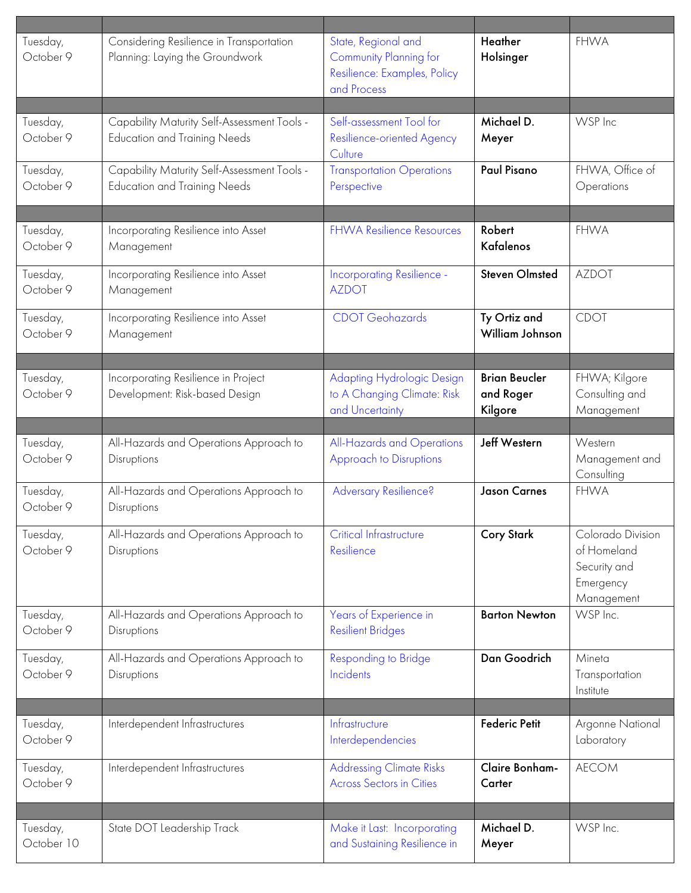| | | | | |
|---|---|---|---|---|
| Tuesday, October 9 | Considering Resilience in Transportation Planning: Laying the Groundwork | State, Regional and Community Planning for Resilience: Examples, Policy and Process | **Heather Holsinger** | FHWA |
| | | | | |
| Tuesday, October 9 | Capability Maturity Self-Assessment Tools - Education and Training Needs | Self-assessment Tool for Resilience-oriented Agency Culture | **Michael D. Meyer** | WSP Inc |
| Tuesday, October 9 | Capability Maturity Self-Assessment Tools - Education and Training Needs | Transportation Operations Perspective | **Paul Pisano** | FHWA, Office of Operations |
| | | | | |
| Tuesday, October 9 | Incorporating Resilience into Asset Management | FHWA Resilience Resources | **Robert Kafalenos** | FHWA |
| Tuesday, October 9 | Incorporating Resilience into Asset Management | Incorporating Resilience - AZDOT | **Steven Olmsted** | AZDOT |
| Tuesday, October 9 | Incorporating Resilience into Asset Management | CDOT Geohazards | **Ty Ortiz and William Johnson** | CDOT |
| | | | | |
| Tuesday, October 9 | Incorporating Resilience in Project Development: Risk-based Design | Adapting Hydrologic Design to A Changing Climate: Risk and Uncertainty | **Brian Beucler and Roger Kilgore** | FHWA; Kilgore Consulting and Management |
| | | | | |
| Tuesday, October 9 | All-Hazards and Operations Approach to Disruptions | All-Hazards and Operations Approach to Disruptions | **Jeff Western** | Western Management and Consulting |
| Tuesday, October 9 | All-Hazards and Operations Approach to Disruptions | Adversary Resilience? | **Jason Carnes** | FHWA |
| Tuesday, October 9 | All-Hazards and Operations Approach to Disruptions | Critical Infrastructure Resilience | **Cory Stark** | Colorado Division of Homeland Security and Emergency Management |
| Tuesday, October 9 | All-Hazards and Operations Approach to Disruptions | Years of Experience in Resilient Bridges | **Barton Newton** | WSP Inc. |
| Tuesday, October 9 | All-Hazards and Operations Approach to Disruptions | Responding to Bridge Incidents | **Dan Goodrich** | Mineta Transportation Institute |
| | | | | |
| Tuesday, October 9 | Interdependent Infrastructures | Infrastructure Interdependencies | **Federic Petit** | Argonne National Laboratory |
| Tuesday, October 9 | Interdependent Infrastructures | Addressing Climate Risks Across Sectors in Cities | **Claire Bonham-Carter** | AECOM |
| | | | | |
| Tuesday, October 10 | State DOT Leadership Track | Make it Last: Incorporating and Sustaining Resilience in | **Michael D. Meyer** | WSP Inc. |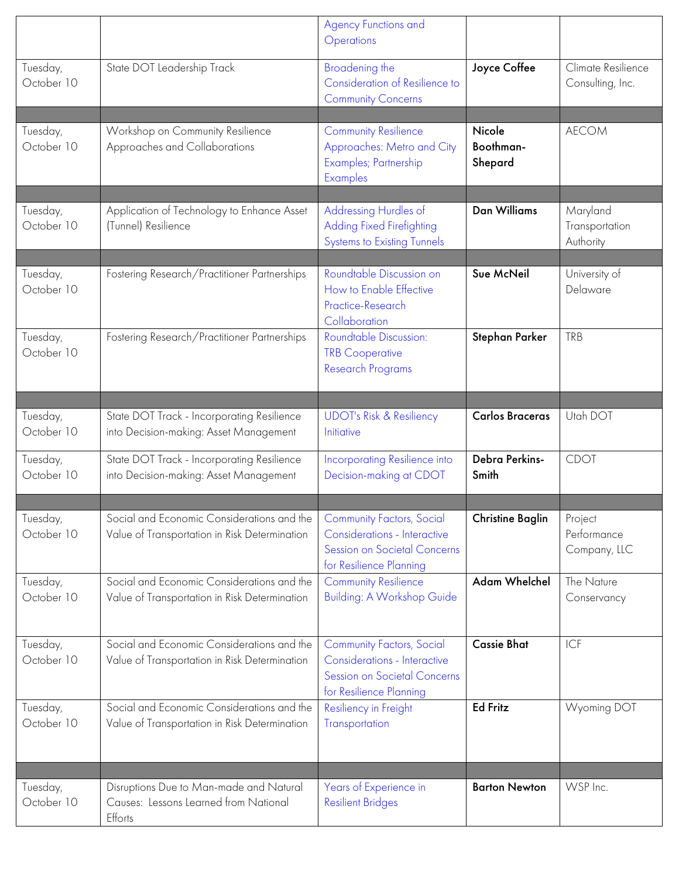| | | Agency Functions and Operations | | |
|---|---|---|---|---|
| Tuesday, October 10 | State DOT Leadership Track | Broadening the Consideration of Resilience to Community Concerns | **Joyce Coffee** | Climate Resilience Consulting, Inc. |
| | | | | |
| Tuesday, October 10 | Workshop on Community Resilience Approaches and Collaborations | Community Resilience Approaches: Metro and City Examples; Partnership Examples | **Nicole Boothman-Shepard** | AECOM |
| | | | | |
| Tuesday, October 10 | Application of Technology to Enhance Asset (Tunnel) Resilience | Addressing Hurdles of Adding Fixed Firefighting Systems to Existing Tunnels | **Dan Williams** | Maryland Transportation Authority |
| | | | | |
| Tuesday, October 10 | Fostering Research/Practitioner Partnerships | Roundtable Discussion on How to Enable Effective Practice-Research Collaboration | **Sue McNeil** | University of Delaware |
| Tuesday, October 10 | Fostering Research/Practitioner Partnerships | Roundtable Discussion: TRB Cooperative Research Programs | **Stephan Parker** | TRB |
| | | | | |
| Tuesday, October 10 | State DOT Track - Incorporating Resilience into Decision-making: Asset Management | UDOT's Risk & Resiliency Initiative | **Carlos Braceras** | Utah DOT |
| Tuesday, October 10 | State DOT Track - Incorporating Resilience into Decision-making: Asset Management | Incorporating Resilience into Decision-making at CDOT | **Debra Perkins-Smith** | CDOT |
| | | | | |
| Tuesday, October 10 | Social and Economic Considerations and the Value of Transportation in Risk Determination | Community Factors, Social Considerations - Interactive Session on Societal Concerns for Resilience Planning | **Christine Baglin** | Project Performance Company, LLC |
| Tuesday, October 10 | Social and Economic Considerations and the Value of Transportation in Risk Determination | Community Resilience Building: A Workshop Guide | **Adam Whelchel** | The Nature Conservancy |
| Tuesday, October 10 | Social and Economic Considerations and the Value of Transportation in Risk Determination | Community Factors, Social Considerations - Interactive Session on Societal Concerns for Resilience Planning | **Cassie Bhat** | ICF |
| Tuesday, October 10 | Social and Economic Considerations and the Value of Transportation in Risk Determination | Resiliency in Freight Transportation | **Ed Fritz** | Wyoming DOT |
| | | | | |
| Tuesday, October 10 | Disruptions Due to Man-made and Natural Causes: Lessons Learned from National Efforts | Years of Experience in Resilient Bridges | **Barton Newton** | WSP Inc. |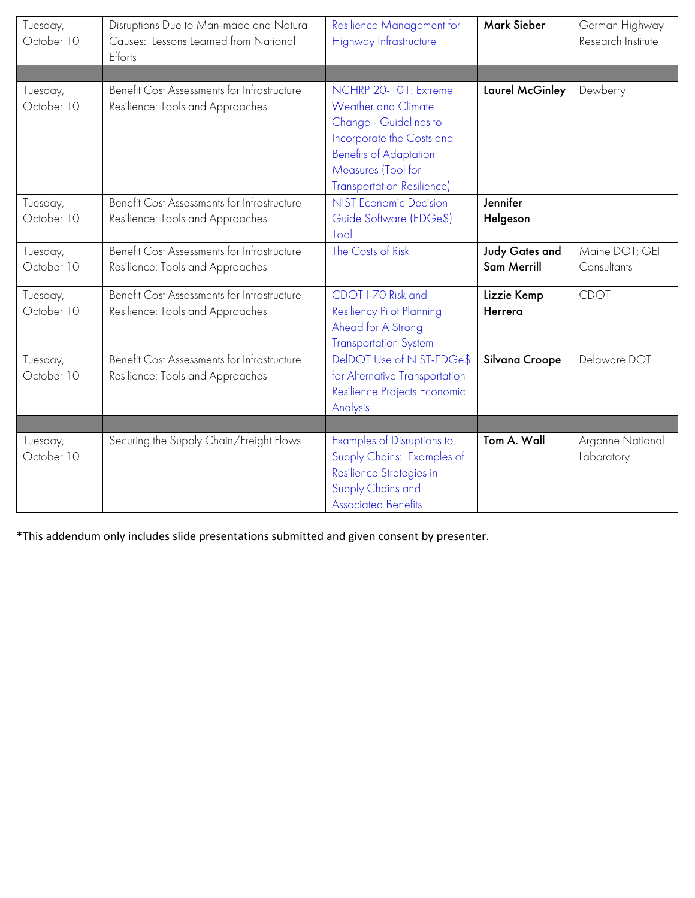| | | | | |
|---|---|---|---|---|
| Tuesday, October 10 | Disruptions Due to Man-made and Natural Causes: Lessons Learned from National Efforts | Resilience Management for Highway Infrastructure | **Mark Sieber** | German Highway Research Institute |
| | | | | |
| Tuesday, October 10 | Benefit Cost Assessments for Infrastructure Resilience: Tools and Approaches | NCHRP 20-101: Extreme Weather and Climate Change - Guidelines to Incorporate the Costs and Benefits of Adaptation Measures (Tool for Transportation Resilience) | **Laurel McGinley** | Dewberry |
| Tuesday, October 10 | Benefit Cost Assessments for Infrastructure Resilience: Tools and Approaches | NIST Economic Decision Guide Software (EDGe$) Tool | **Jennifer Helgeson** | |
| Tuesday, October 10 | Benefit Cost Assessments for Infrastructure Resilience: Tools and Approaches | The Costs of Risk | **Judy Gates and Sam Merrill** | Maine DOT; GEI Consultants |
| Tuesday, October 10 | Benefit Cost Assessments for Infrastructure Resilience: Tools and Approaches | CDOT I-70 Risk and Resiliency Pilot Planning Ahead for A Strong Transportation System | **Lizzie Kemp Herrera** | CDOT |
| Tuesday, October 10 | Benefit Cost Assessments for Infrastructure Resilience: Tools and Approaches | DelDOT Use of NIST-EDGe$ for Alternative Transportation Resilience Projects Economic Analysis | **Silvana Croope** | Delaware DOT |
| | | | | |
| Tuesday, October 10 | Securing the Supply Chain/Freight Flows | Examples of Disruptions to Supply Chains: Examples of Resilience Strategies in Supply Chains and Associated Benefits | **Tom A. Wall** | Argonne National Laboratory |

*This addendum only includes slide presentations submitted and given consent by presenter.